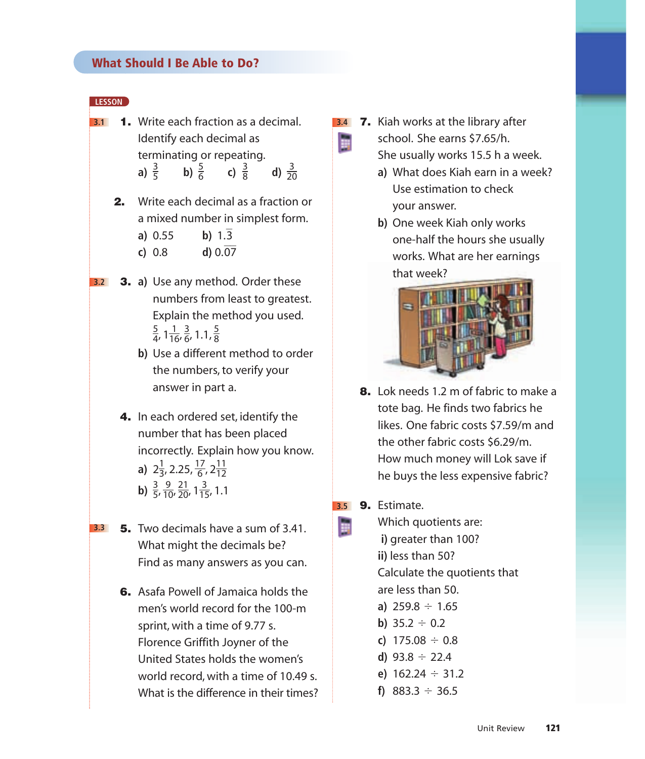## What Should I Be Able to Do?

LESSON

**3.1**

**1.** Write each fraction as a decimal. Identify each decimal as terminating or repeating.

a) $\frac{3}{5}$ b) $\frac{5}{6}$ c) $\frac{3}{8}$ d) $\frac{3}{20}$

**2.** Write each decimal as a fraction or a mixed number in simplest form.

a) 0.55 b) $1.\overline{3}$

c) 0.8 d) $0.\overline{07}$

**3.2**

**3.** a) Use any method. Order these numbers from least to greatest. Explain the method you used.

$\frac{5}{4}, 1\frac{1}{16}, \frac{3}{6}, 1.1, \frac{5}{8}$

b) Use a different method to order the numbers, to verify your answer in part a.

**4.** In each ordered set, identify the number that has been placed incorrectly. Explain how you know.

a) $2\frac{1}{3}, 2.25, \frac{17}{6}, 2\frac{11}{12}$

b) $\frac{3}{5}, \frac{9}{10}, \frac{21}{20}, 1\frac{3}{15}, 1.1$

**3.3**

**5.** Two decimals have a sum of 3.41. What might the decimals be? Find as many answers as you can.

**6.** Asafa Powell of Jamaica holds the men's world record for the 100-m sprint, with a time of 9.77 s. Florence Griffith Joyner of the United States holds the women's world record, with a time of 10.49 s. What is the difference in their times?

**3.4**

**7.** Kiah works at the library after school. She earns \$7.65/h. She usually works 15.5 h a week.

a) What does Kiah earn in a week? Use estimation to check your answer.

b) One week Kiah only works one-half the hours she usually works. What are her earnings that week?

**8.** Lok needs 1.2 m of fabric to make a tote bag. He finds two fabrics he likes. One fabric costs \$7.59/m and the other fabric costs \$6.29/m. How much money will Lok save if he buys the less expensive fabric?

**3.5**

**9.** Estimate.

Which quotients are:

i) greater than 100?

ii) less than 50?

Calculate the quotients that are less than 50.

a) $259.8 \div 1.65$

b) $35.2 \div 0.2$

c) $175.08 \div 0.8$

d) $93.8 \div 22.4$

e) $162.24 \div 31.2$

f) $883.3 \div 36.5$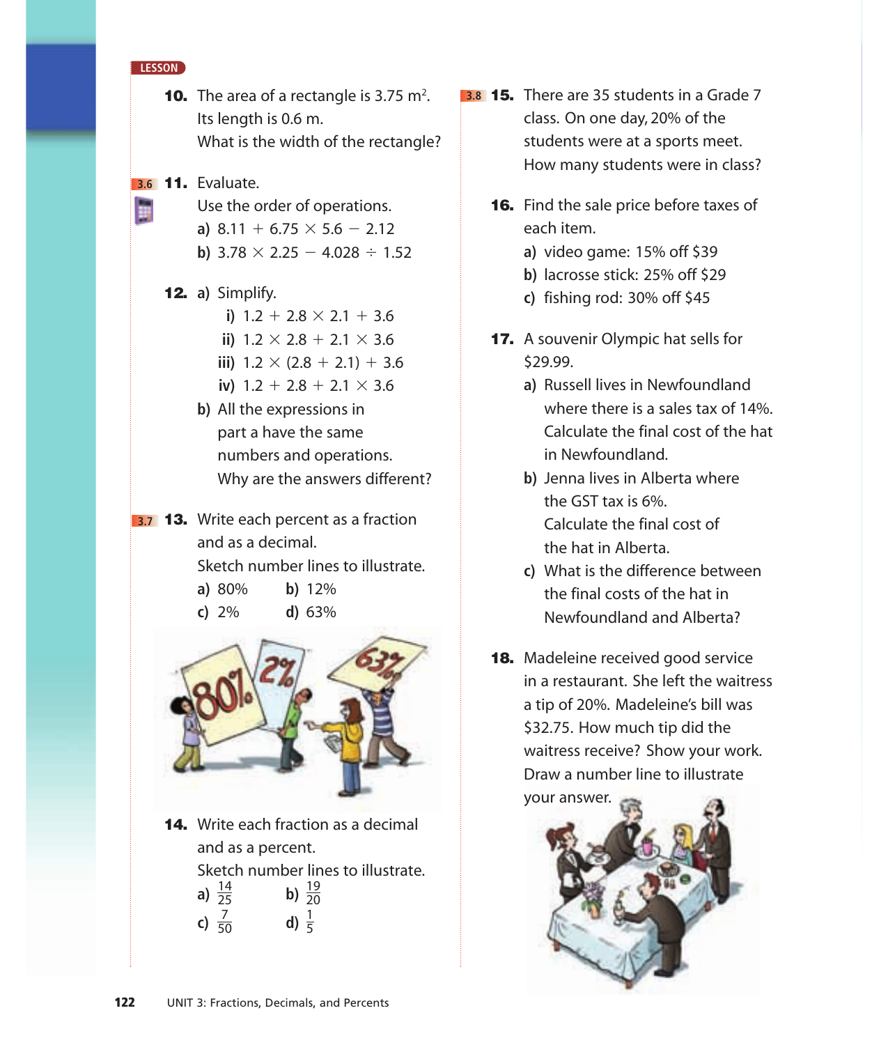LESSON

**10.** The area of a rectangle is 3.75 $m^2$. Its length is 0.6 m. What is the width of the rectangle?

3.6 **11.** Evaluate. Use the order of operations.

a) $8.11 + 6.75 \times 5.6 - 2.12$

b) $3.78 \times 2.25 - 4.028 \div 1.52$

**12.** a) Simplify.

i) $1.2 + 2.8 \times 2.1 + 3.6$

ii) $1.2 \times 2.8 + 2.1 \times 3.6$

iii) $1.2 \times (2.8 + 2.1) + 3.6$

iv) $1.2 + 2.8 + 2.1 \times 3.6$

b) All the expressions in part a have the same numbers and operations. Why are the answers different?

3.7 **13.** Write each percent as a fraction and as a decimal. Sketch number lines to illustrate.

a) 80% b) 12%

c) 2% d) 63%

**14.** Write each fraction as a decimal and as a percent. Sketch number lines to illustrate.

a) $\frac{14}{25}$ b) $\frac{19}{20}$

c) $\frac{7}{50}$ d) $\frac{1}{5}$

3.8 **15.** There are 35 students in a Grade 7 class. On one day, 20% of the students were at a sports meet. How many students were in class?

**16.** Find the sale price before taxes of each item.

a) video game: 15% off \$39

b) lacrosse stick: 25% off \$29

c) fishing rod: 30% off \$45

**17.** A souvenir Olympic hat sells for \$29.99.

a) Russell lives in Newfoundland where there is a sales tax of 14%. Calculate the final cost of the hat in Newfoundland.

b) Jenna lives in Alberta where the GST tax is 6%. Calculate the final cost of the hat in Alberta.

c) What is the difference between the final costs of the hat in Newfoundland and Alberta?

**18.** Madeleine received good service in a restaurant. She left the waitress a tip of 20%. Madeleine's bill was \$32.75. How much tip did the waitress receive? Show your work. Draw a number line to illustrate your answer.